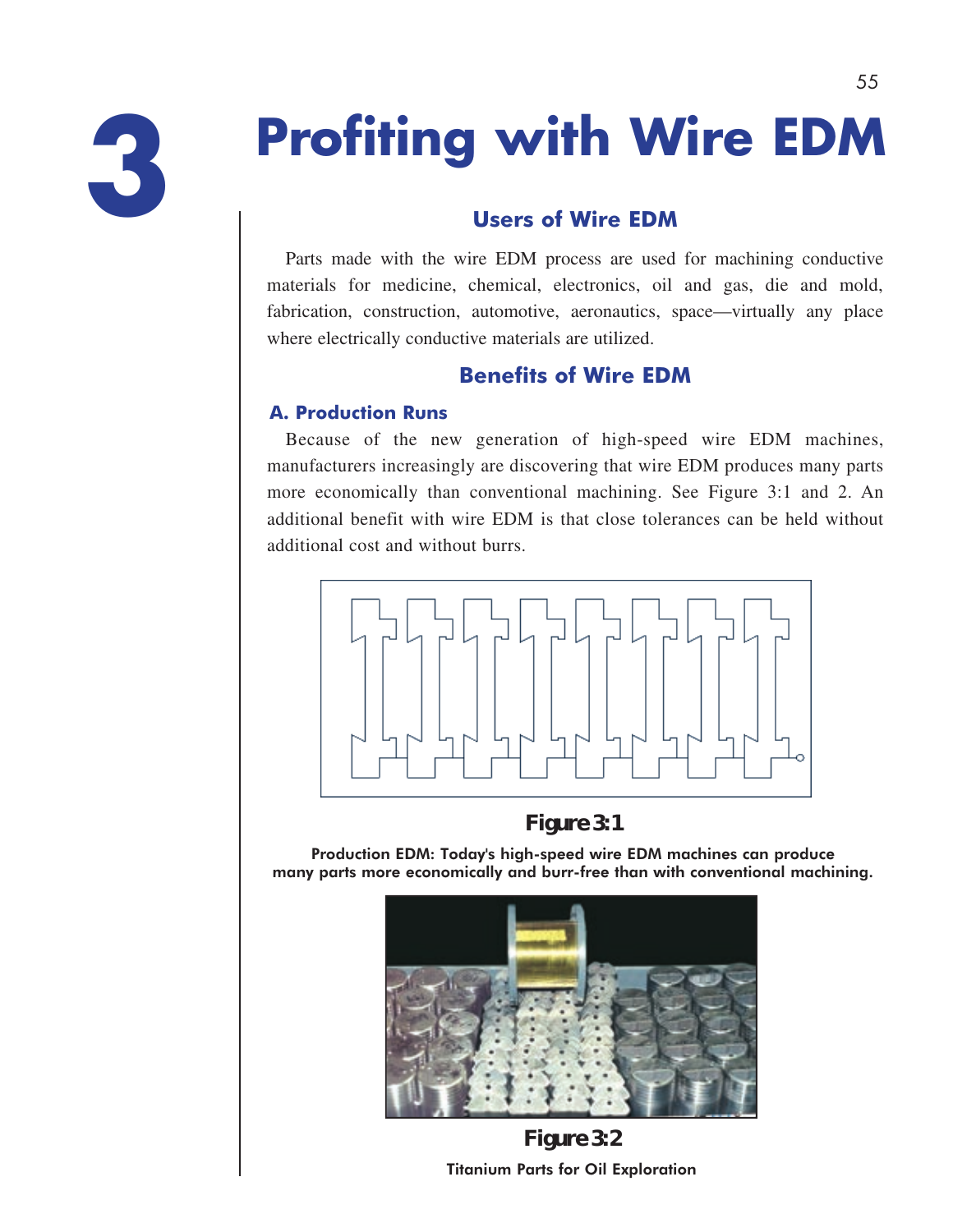# 3 Profiting with Wire EDM

## Users of Wire EDM

Parts made with the wire EDM process are used for machining conductive materials for medicine, chemical, electronics, oil and gas, die and mold, fabrication, construction, automotive, aeronautics, space—virtually any place where electrically conductive materials are utilized.

## Benefits of Wire EDM

### A. Production Runs

Because of the new generation of high-speed wire EDM machines, manufacturers increasingly are discovering that wire EDM produces many parts more economically than conventional machining. See Figure 3:1 and 2. An additional benefit with wire EDM is that close tolerances can be held without additional cost and without burrs.

**Figure 3:1**

Production EDM: Today's high-speed wire EDM machines can produce many parts more economically and burr-free than with conventional machining.

**Figure 3:2**

Titanium Parts for Oil Exploration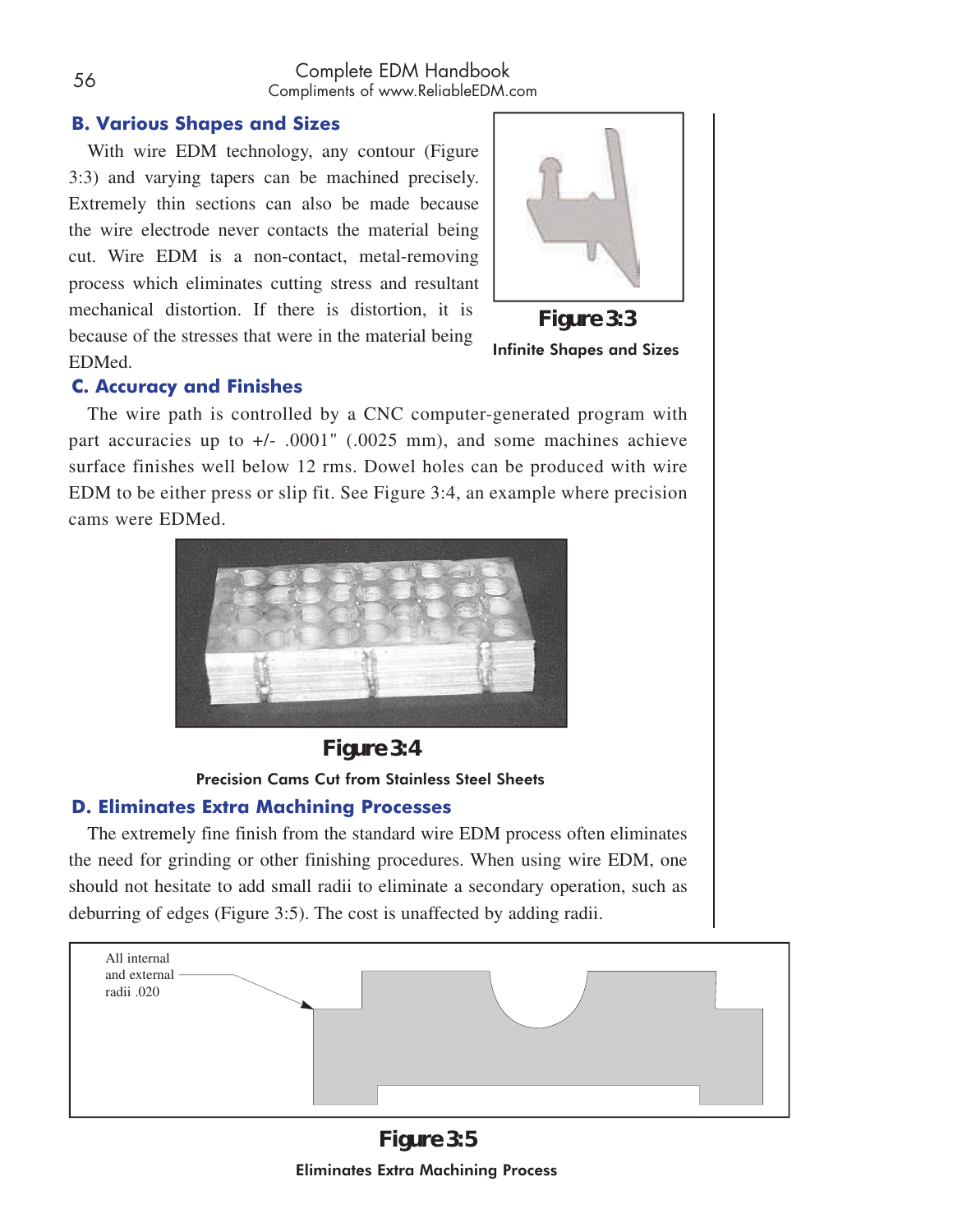## B. Various Shapes and Sizes

With wire EDM technology, any contour (Figure 3:3) and varying tapers can be machined precisely. Extremely thin sections can also be made because the wire electrode never contacts the material being cut. Wire EDM is a non-contact, metal-removing process which eliminates cutting stress and resultant mechanical distortion. If there is distortion, it is because of the stresses that were in the material being EDMed.

**Figure 3:3**

Infinite Shapes and Sizes

## C. Accuracy and Finishes

The wire path is controlled by a CNC computer-generated program with part accuracies up to +/- .0001" (.0025 mm), and some machines achieve surface finishes well below 12 rms. Dowel holes can be produced with wire EDM to be either press or slip fit. See Figure 3:4, an example where precision cams were EDMed.

**Figure 3:4**

Precision Cams Cut from Stainless Steel Sheets

## D. Eliminates Extra Machining Processes

The extremely fine finish from the standard wire EDM process often eliminates the need for grinding or other finishing procedures. When using wire EDM, one should not hesitate to add small radii to eliminate a secondary operation, such as deburring of edges (Figure 3:5). The cost is unaffected by adding radii.

All internal and external radii .020

**Figure 3:5**

Eliminates Extra Machining Process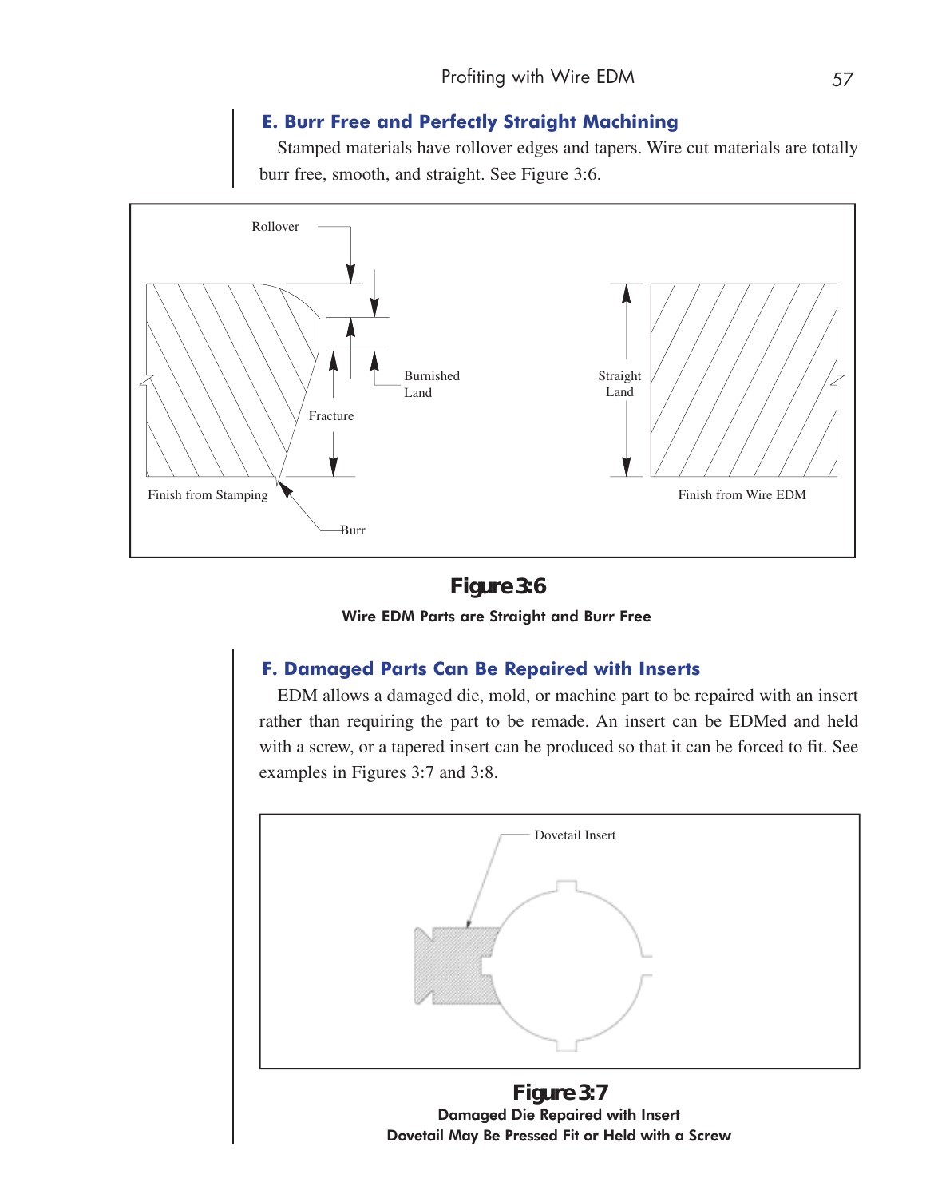### E. Burr Free and Perfectly Straight Machining

Stamped materials have rollover edges and tapers. Wire cut materials are totally burr free, smooth, and straight. See Figure 3:6.

Rollover

Burnished Land

Fracture

Finish from Stamping

Burr

Straight Land

Finish from Wire EDM

**Figure 3:6**

**Wire EDM Parts are Straight and Burr Free**

### F. Damaged Parts Can Be Repaired with Inserts

EDM allows a damaged die, mold, or machine part to be repaired with an insert rather than requiring the part to be remade. An insert can be EDMed and held with a screw, or a tapered insert can be produced so that it can be forced to fit. See examples in Figures 3:7 and 3:8.

Dovetail Insert

**Figure 3:7**

**Damaged Die Repaired with Insert**
**Dovetail May Be Pressed Fit or Held with a Screw**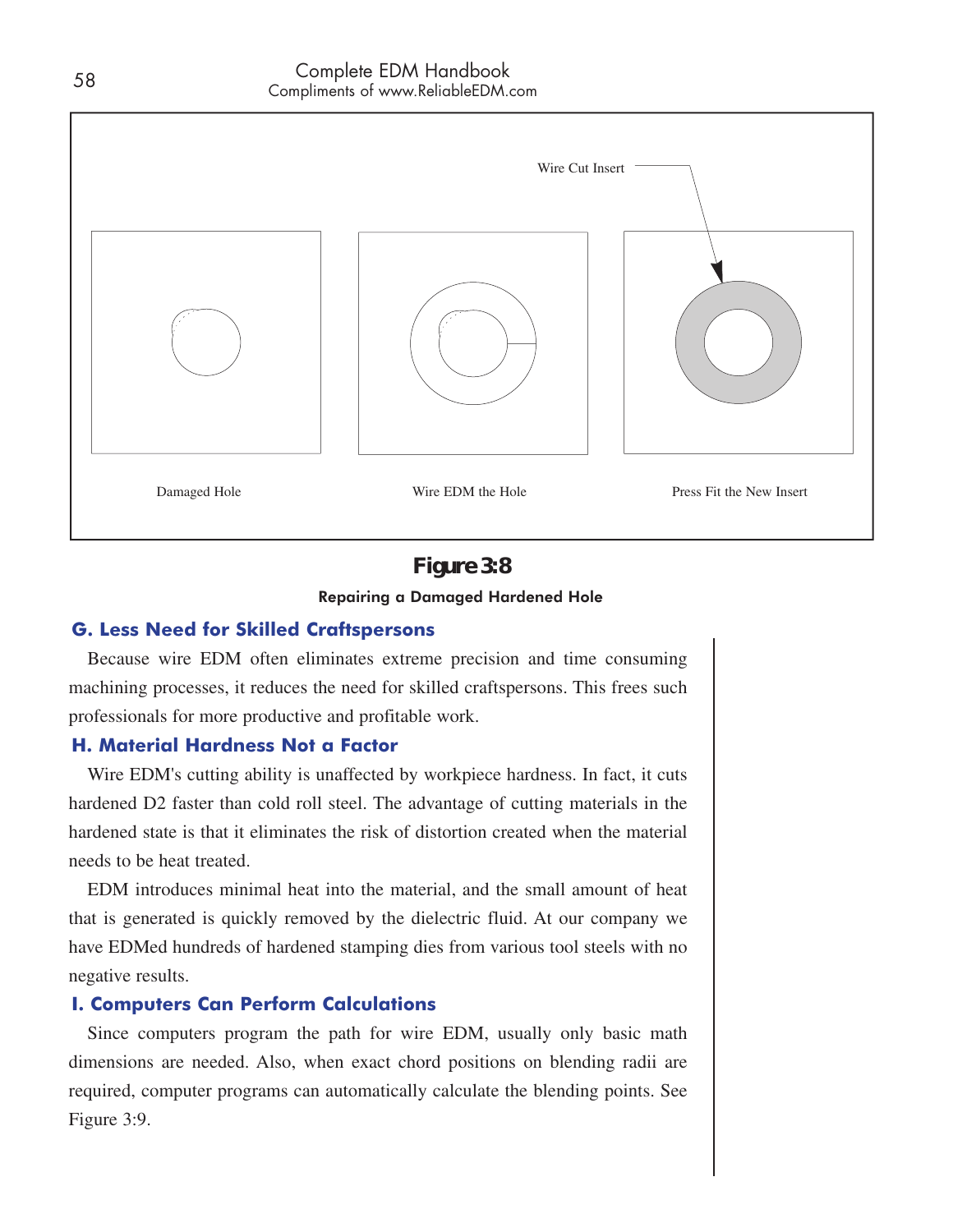Wire Cut Insert

Damaged Hole

Wire EDM the Hole

Press Fit the New Insert

**Figure 3:8**

**Repairing a Damaged Hardened Hole**

### G. Less Need for Skilled Craftspersons

Because wire EDM often eliminates extreme precision and time consuming machining processes, it reduces the need for skilled craftspersons. This frees such professionals for more productive and profitable work.

### H. Material Hardness Not a Factor

Wire EDM's cutting ability is unaffected by workpiece hardness. In fact, it cuts hardened D2 faster than cold roll steel. The advantage of cutting materials in the hardened state is that it eliminates the risk of distortion created when the material needs to be heat treated.

EDM introduces minimal heat into the material, and the small amount of heat that is generated is quickly removed by the dielectric fluid. At our company we have EDMed hundreds of hardened stamping dies from various tool steels with no negative results.

### I. Computers Can Perform Calculations

Since computers program the path for wire EDM, usually only basic math dimensions are needed. Also, when exact chord positions on blending radii are required, computer programs can automatically calculate the blending points. See Figure 3:9.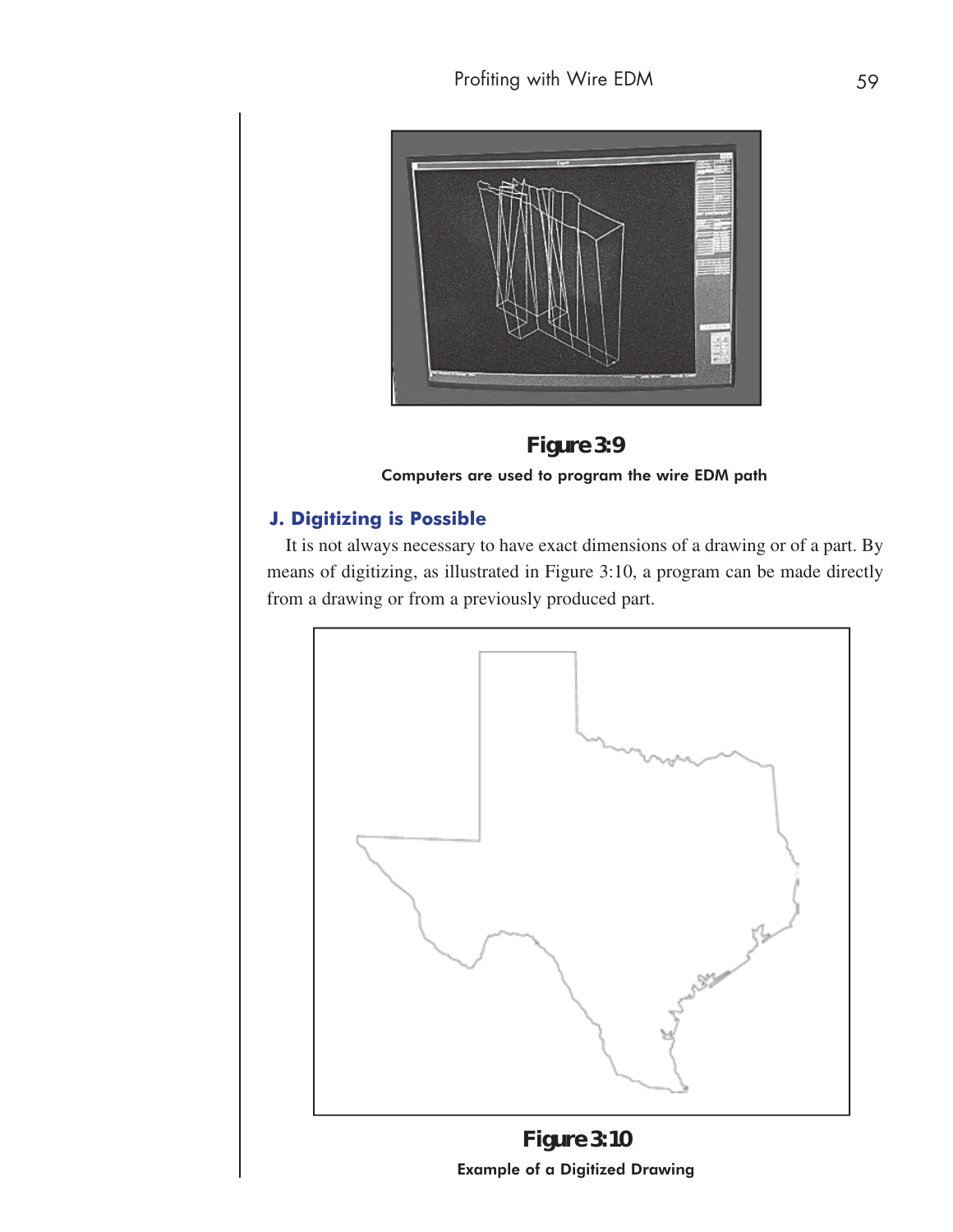**Figure 3:9**

**Computers are used to program the wire EDM path**

### J. Digitizing is Possible

It is not always necessary to have exact dimensions of a drawing or of a part. By means of digitizing, as illustrated in Figure 3:10, a program can be made directly from a drawing or from a previously produced part.

**Figure 3:10**

**Example of a Digitized Drawing**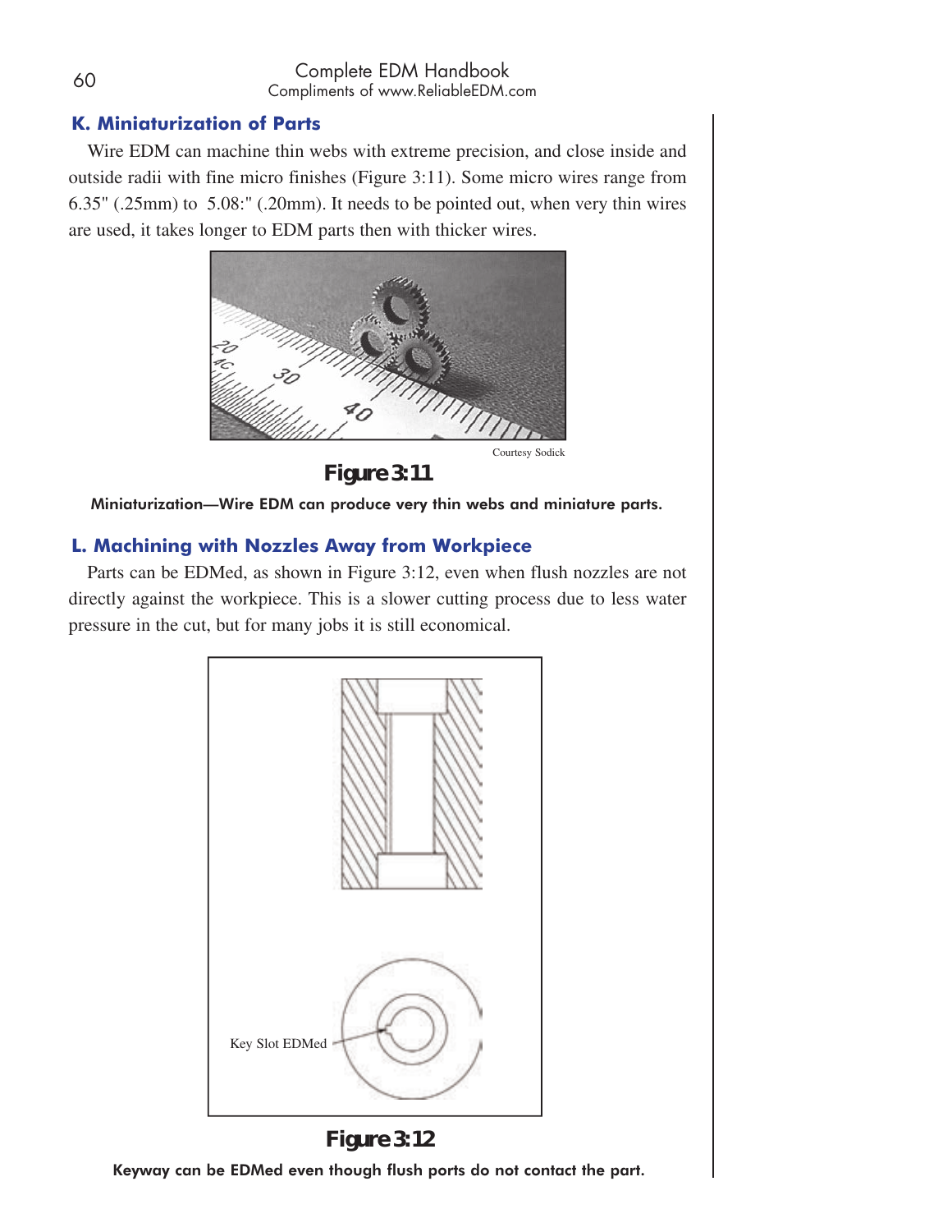## K. Miniaturization of Parts

Wire EDM can machine thin webs with extreme precision, and close inside and outside radii with fine micro finishes (Figure 3:11). Some micro wires range from 6.35" (.25mm) to 5.08:" (.20mm). It needs to be pointed out, when very thin wires are used, it takes longer to EDM parts then with thicker wires.

Courtesy Sodick

**Figure 3:11**

**Miniaturization—Wire EDM can produce very thin webs and miniature parts.**

## L. Machining with Nozzles Away from Workpiece

Parts can be EDMed, as shown in Figure 3:12, even when flush nozzles are not directly against the workpiece. This is a slower cutting process due to less water pressure in the cut, but for many jobs it is still economical.

Key Slot EDMed

**Figure 3:12**

**Keyway can be EDMed even though flush ports do not contact the part.**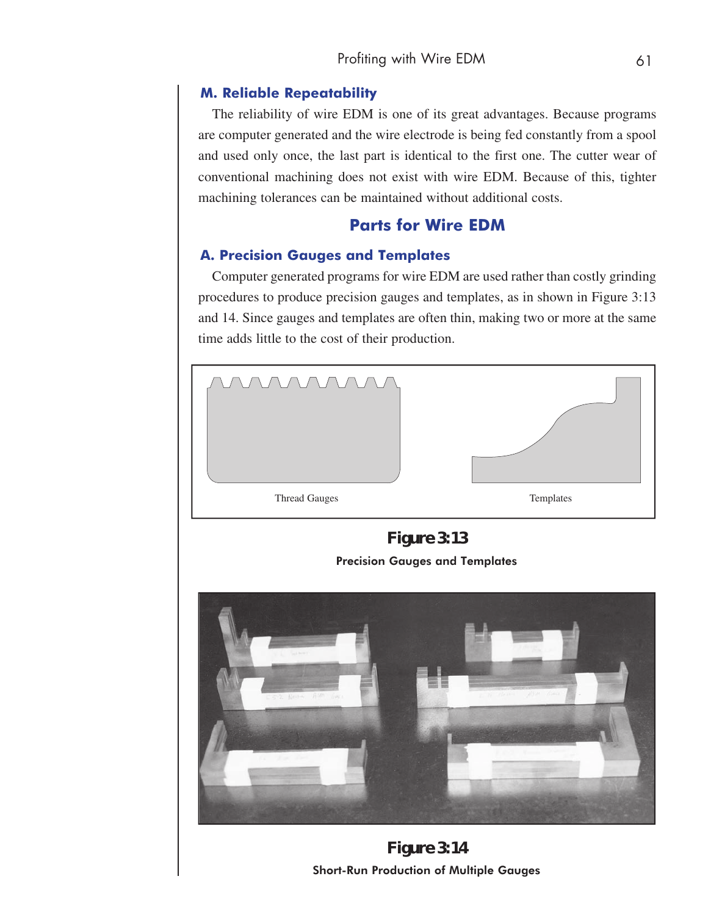### M. Reliable Repeatability

The reliability of wire EDM is one of its great advantages. Because programs are computer generated and the wire electrode is being fed constantly from a spool and used only once, the last part is identical to the first one. The cutter wear of conventional machining does not exist with wire EDM. Because of this, tighter machining tolerances can be maintained without additional costs.

## Parts for Wire EDM

### A. Precision Gauges and Templates

Computer generated programs for wire EDM are used rather than costly grinding procedures to produce precision gauges and templates, as in shown in Figure 3:13 and 14. Since gauges and templates are often thin, making two or more at the same time adds little to the cost of their production.

Thread Gauges

Templates

**Figure 3:13**

**Precision Gauges and Templates**

**Figure 3:14**

**Short-Run Production of Multiple Gauges**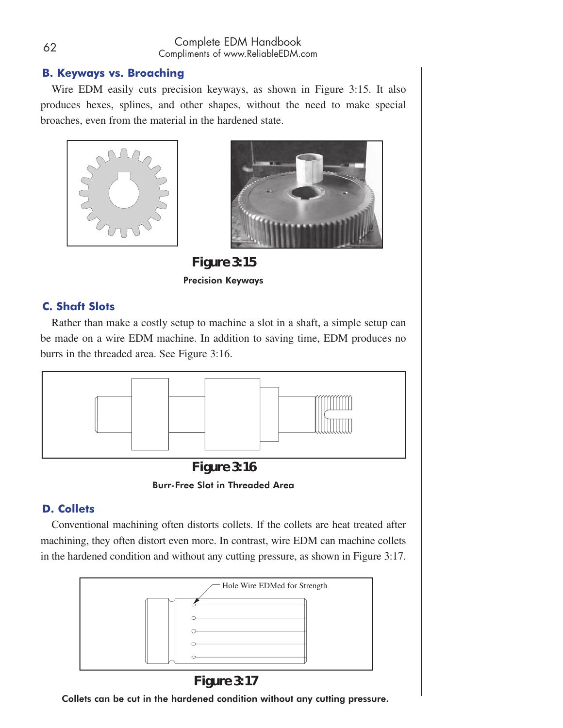## B. Keyways vs. Broaching

Wire EDM easily cuts precision keyways, as shown in Figure 3:15. It also produces hexes, splines, and other shapes, without the need to make special broaches, even from the material in the hardened state.

**Figure 3:15**

**Precision Keyways**

## C. Shaft Slots

Rather than make a costly setup to machine a slot in a shaft, a simple setup can be made on a wire EDM machine. In addition to saving time, EDM produces no burrs in the threaded area. See Figure 3:16.

**Figure 3:16**

**Burr-Free Slot in Threaded Area**

## D. Collets

Conventional machining often distorts collets. If the collets are heat treated after machining, they often distort even more. In contrast, wire EDM can machine collets in the hardened condition and without any cutting pressure, as shown in Figure 3:17.

Hole Wire EDMed for Strength

**Figure 3:17**

**Collets can be cut in the hardened condition without any cutting pressure.**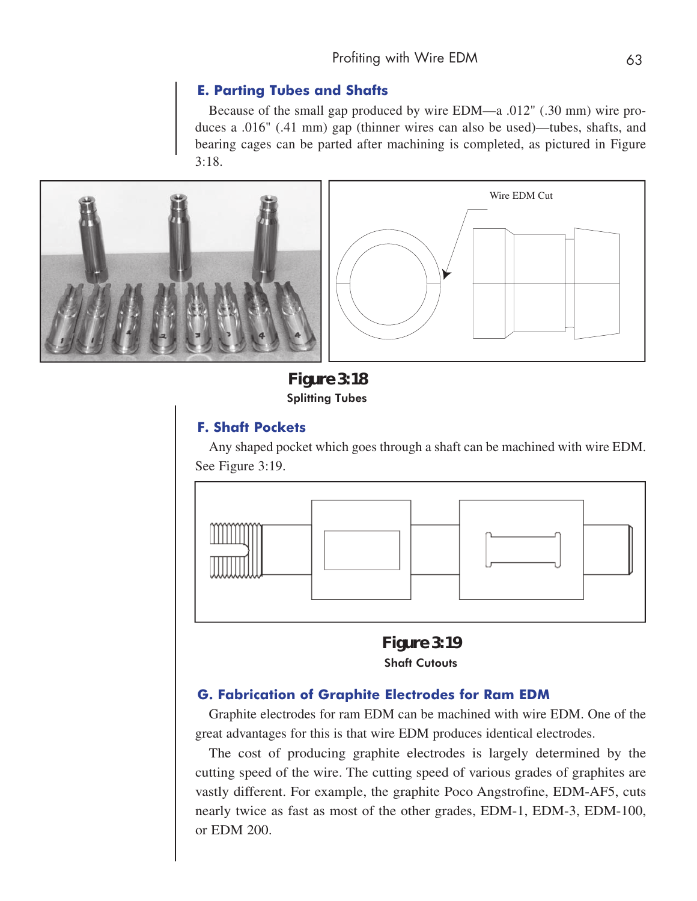## E. Parting Tubes and Shafts

Because of the small gap produced by wire EDM—a .012" (.30 mm) wire produces a .016" (.41 mm) gap (thinner wires can also be used)—tubes, shafts, and bearing cages can be parted after machining is completed, as pictured in Figure 3:18.

Wire EDM Cut

**Figure 3:18**
Splitting Tubes

## F. Shaft Pockets

Any shaped pocket which goes through a shaft can be machined with wire EDM. See Figure 3:19.

**Figure 3:19**
Shaft Cutouts

## G. Fabrication of Graphite Electrodes for Ram EDM

Graphite electrodes for ram EDM can be machined with wire EDM. One of the great advantages for this is that wire EDM produces identical electrodes.

The cost of producing graphite electrodes is largely determined by the cutting speed of the wire. The cutting speed of various grades of graphites are vastly different. For example, the graphite Poco Angstrofine, EDM-AF5, cuts nearly twice as fast as most of the other grades, EDM-1, EDM-3, EDM-100, or EDM 200.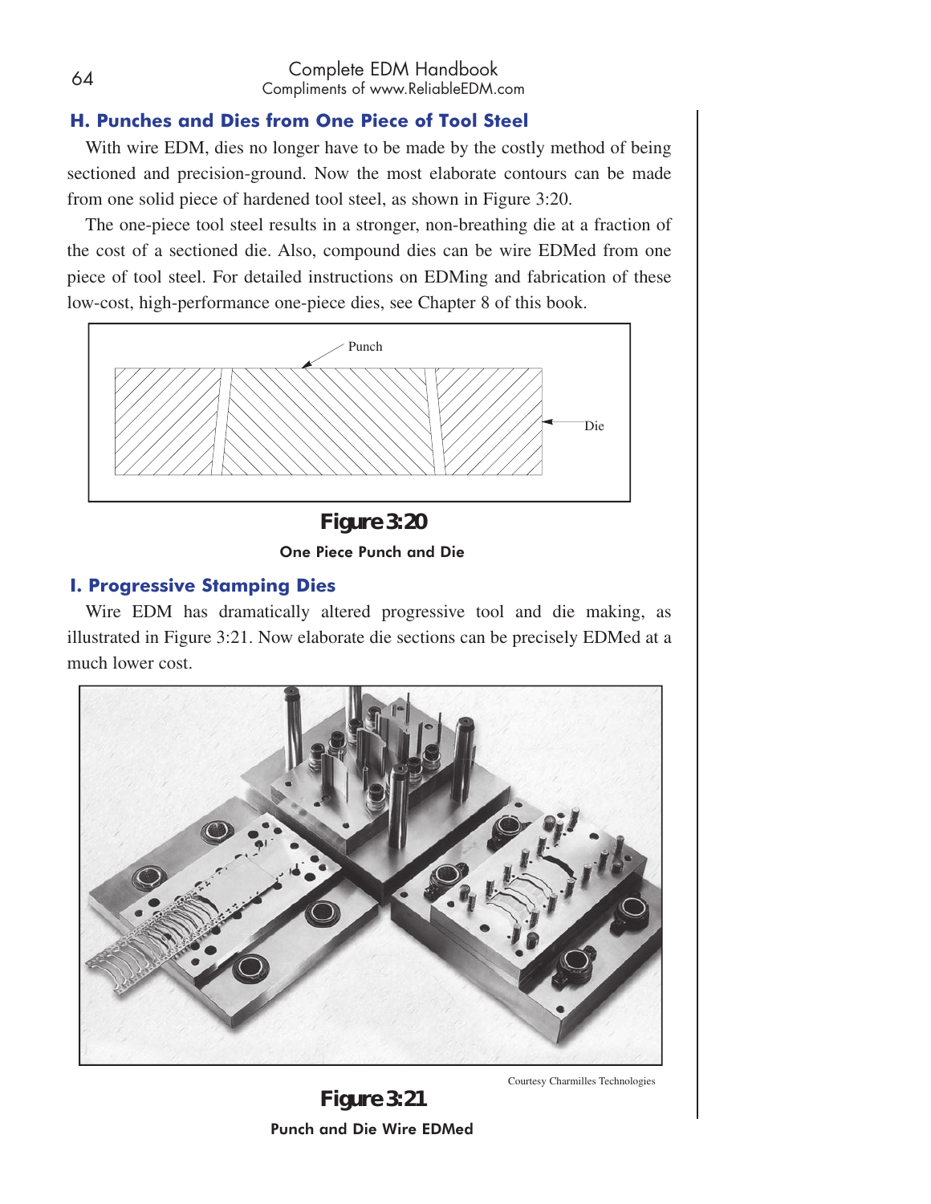## H. Punches and Dies from One Piece of Tool Steel

With wire EDM, dies no longer have to be made by the costly method of being sectioned and precision-ground. Now the most elaborate contours can be made from one solid piece of hardened tool steel, as shown in Figure 3:20.

The one-piece tool steel results in a stronger, non-breathing die at a fraction of the cost of a sectioned die. Also, compound dies can be wire EDMed from one piece of tool steel. For detailed instructions on EDMing and fabrication of these low-cost, high-performance one-piece dies, see Chapter 8 of this book.

Punch

Die

**Figure 3:20**

**One Piece Punch and Die**

## I. Progressive Stamping Dies

Wire EDM has dramatically altered progressive tool and die making, as illustrated in Figure 3:21. Now elaborate die sections can be precisely EDMed at a much lower cost.

Courtesy Charmilles Technologies

**Figure 3:21**

**Punch and Die Wire EDMed**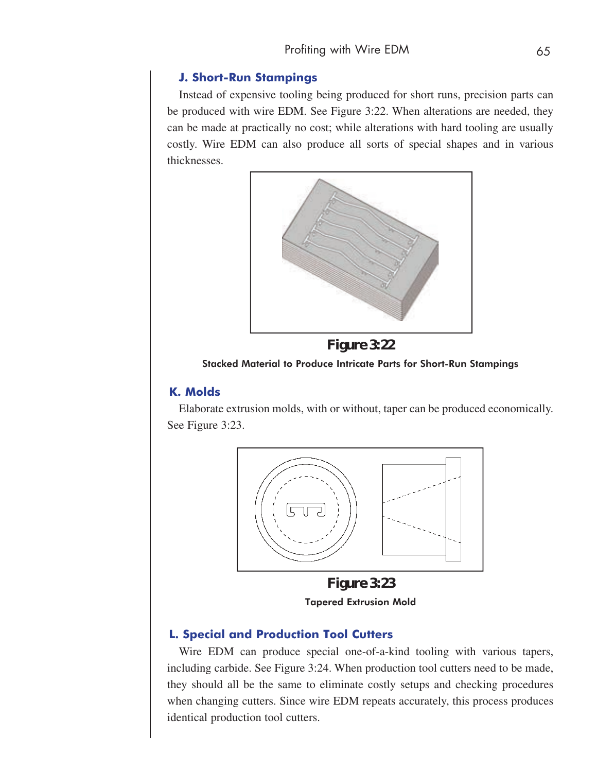## J. Short-Run Stampings

Instead of expensive tooling being produced for short runs, precision parts can be produced with wire EDM. See Figure 3:22. When alterations are needed, they can be made at practically no cost; while alterations with hard tooling are usually costly. Wire EDM can also produce all sorts of special shapes and in various thicknesses.

**Figure 3:22**

**Stacked Material to Produce Intricate Parts for Short-Run Stampings**

## K. Molds

Elaborate extrusion molds, with or without, taper can be produced economically. See Figure 3:23.

**Figure 3:23**

**Tapered Extrusion Mold**

## L. Special and Production Tool Cutters

Wire EDM can produce special one-of-a-kind tooling with various tapers, including carbide. See Figure 3:24. When production tool cutters need to be made, they should all be the same to eliminate costly setups and checking procedures when changing cutters. Since wire EDM repeats accurately, this process produces identical production tool cutters.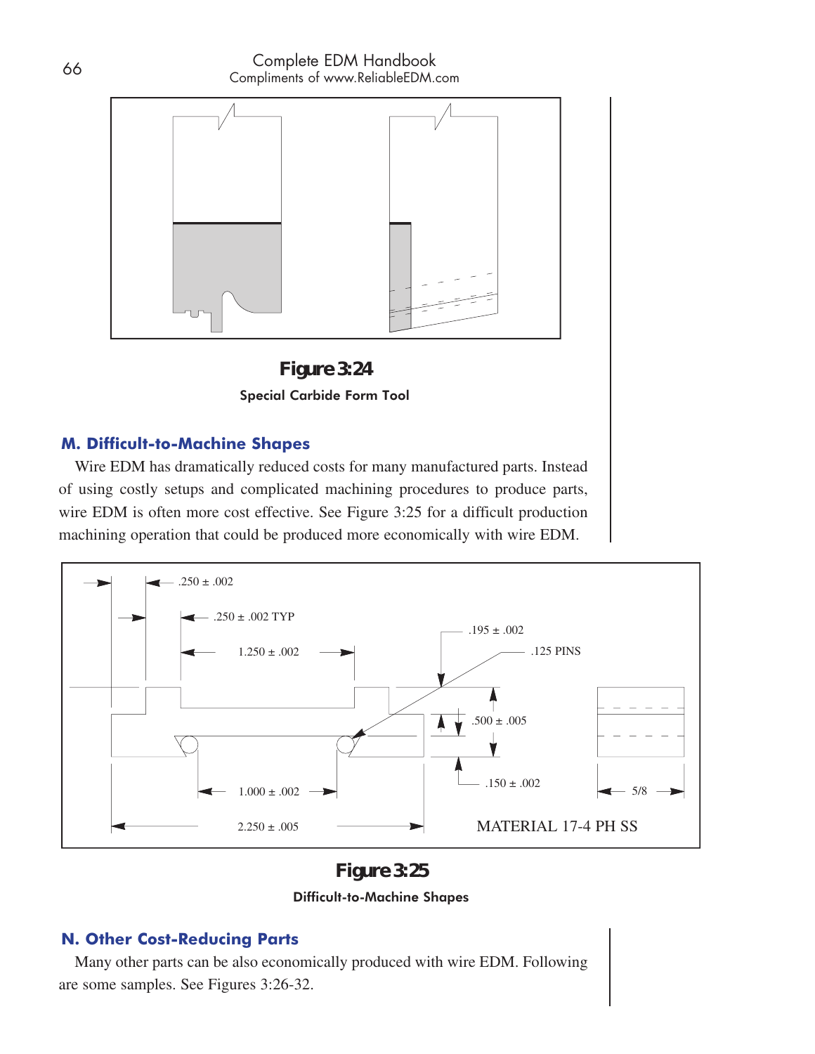**Figure 3:24**

**Special Carbide Form Tool**

## M. Difficult-to-Machine Shapes

Wire EDM has dramatically reduced costs for many manufactured parts. Instead of using costly setups and complicated machining procedures to produce parts, wire EDM is often more cost effective. See Figure 3:25 for a difficult production machining operation that could be produced more economically with wire EDM.

.250 ± .002

.250 ± .002 TYP

1.250 ± .002

.195 ± .002

.125 PINS

.500 ± .005

.150 ± .002

1.000 ± .002

2.250 ± .005

5/8

MATERIAL 17-4 PH SS

**Figure 3:25**

**Difficult-to-Machine Shapes**

## N. Other Cost-Reducing Parts

Many other parts can be also economically produced with wire EDM. Following are some samples. See Figures 3:26-32.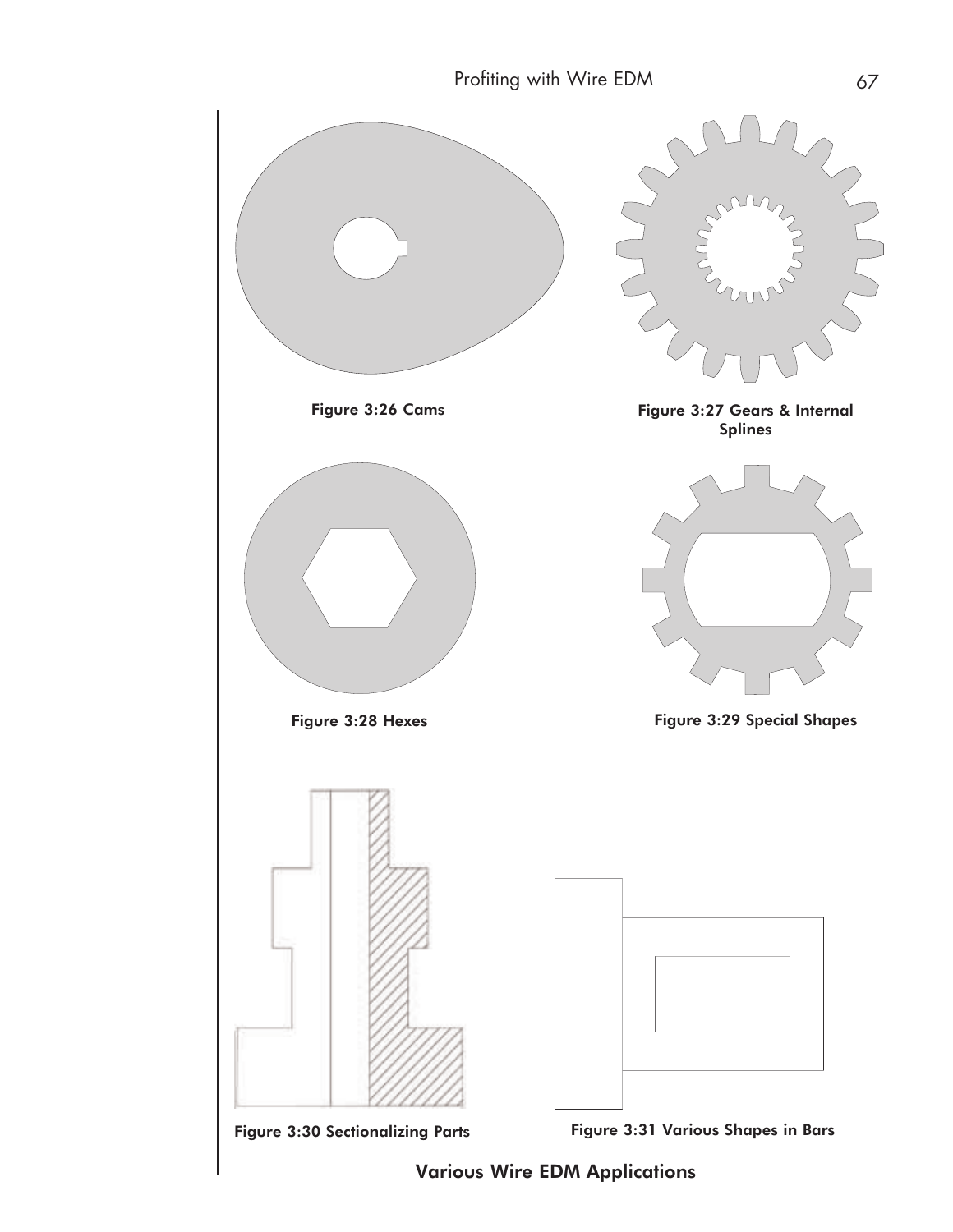Figure 3:26 Cams

Figure 3:27 Gears & Internal Splines

Figure 3:28 Hexes

Figure 3:29 Special Shapes

Figure 3:30 Sectionalizing Parts

Figure 3:31 Various Shapes in Bars

**Various Wire EDM Applications**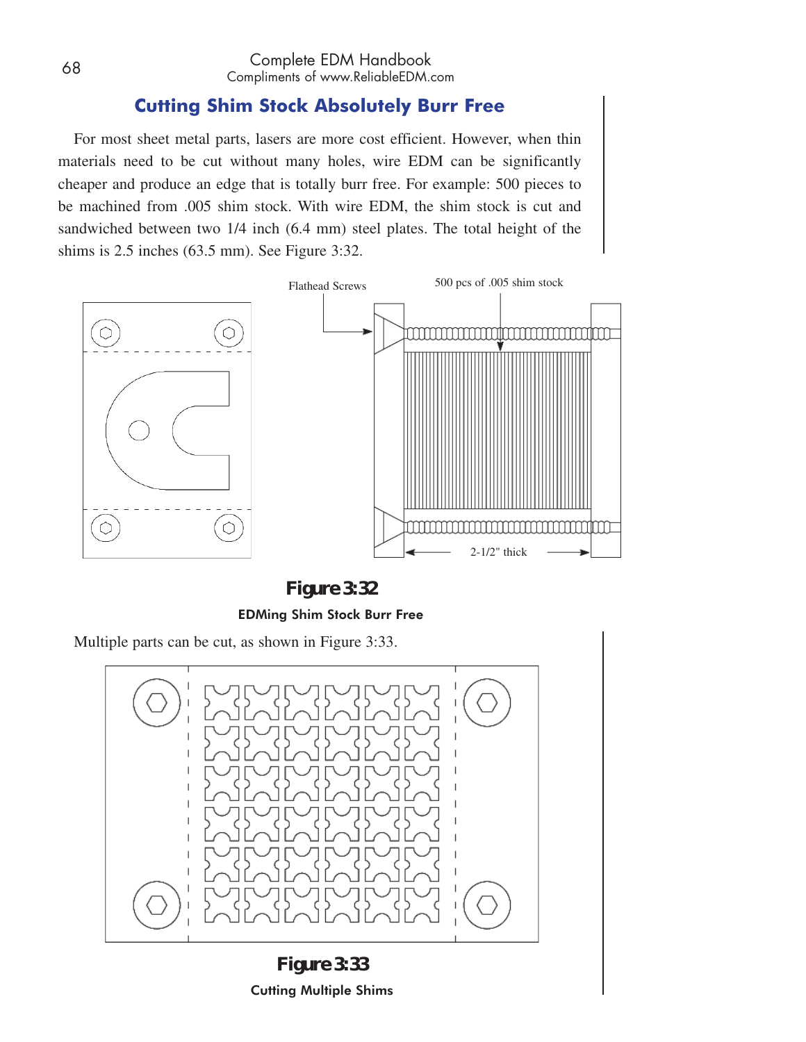## Cutting Shim Stock Absolutely Burr Free

For most sheet metal parts, lasers are more cost efficient. However, when thin materials need to be cut without many holes, wire EDM can be significantly cheaper and produce an edge that is totally burr free. For example: 500 pieces to be machined from .005 shim stock. With wire EDM, the shim stock is cut and sandwiched between two 1/4 inch (6.4 mm) steel plates. The total height of the shims is 2.5 inches (63.5 mm). See Figure 3:32.

Flathead Screws

500 pcs of .005 shim stock

2-1/2" thick

**Figure 3:32**

**EDMing Shim Stock Burr Free**

Multiple parts can be cut, as shown in Figure 3:33.

**Figure 3:33**

**Cutting Multiple Shims**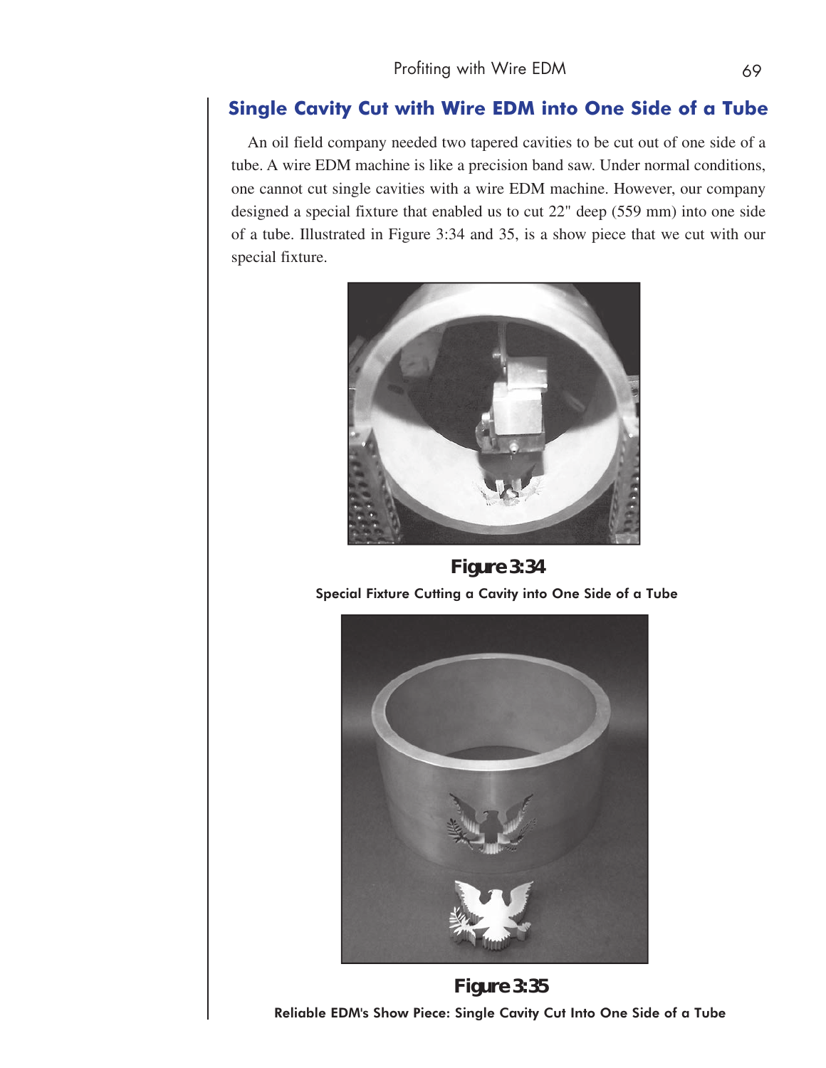## Single Cavity Cut with Wire EDM into One Side of a Tube

An oil field company needed two tapered cavities to be cut out of one side of a tube. A wire EDM machine is like a precision band saw. Under normal conditions, one cannot cut single cavities with a wire EDM machine. However, our company designed a special fixture that enabled us to cut 22" deep (559 mm) into one side of a tube. Illustrated in Figure 3:34 and 35, is a show piece that we cut with our special fixture.

**Figure 3:34**

Special Fixture Cutting a Cavity into One Side of a Tube

**Figure 3:35**

Reliable EDM's Show Piece: Single Cavity Cut Into One Side of a Tube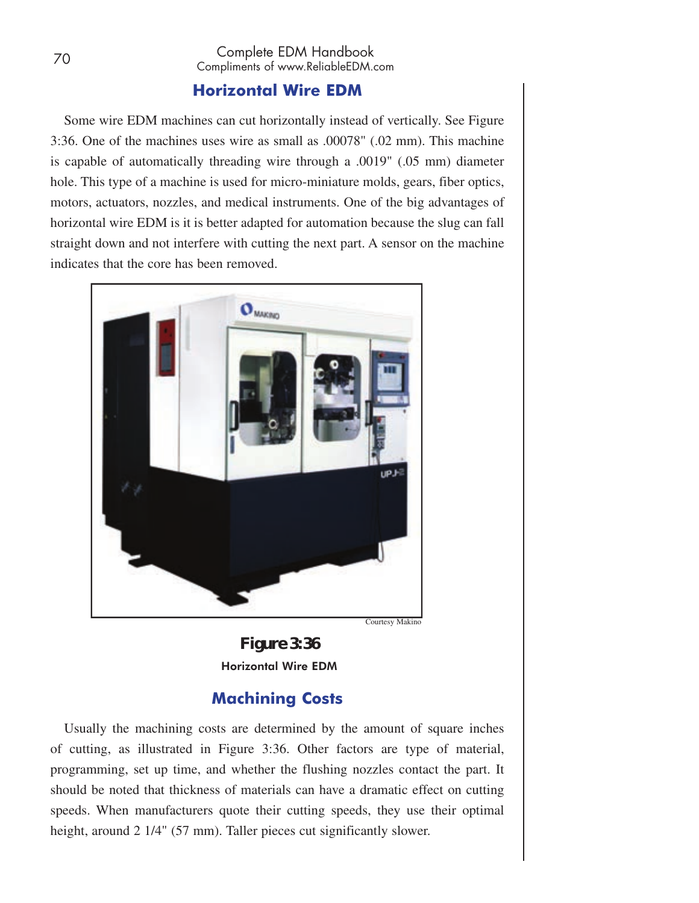## Horizontal Wire EDM

Some wire EDM machines can cut horizontally instead of vertically. See Figure 3:36. One of the machines uses wire as small as .00078" (.02 mm). This machine is capable of automatically threading wire through a .0019" (.05 mm) diameter hole. This type of a machine is used for micro-miniature molds, gears, fiber optics, motors, actuators, nozzles, and medical instruments. One of the big advantages of horizontal wire EDM is it is better adapted for automation because the slug can fall straight down and not interfere with cutting the next part. A sensor on the machine indicates that the core has been removed.

Courtesy Makino

**Figure 3:36**

Horizontal Wire EDM

## Machining Costs

Usually the machining costs are determined by the amount of square inches of cutting, as illustrated in Figure 3:36. Other factors are type of material, programming, set up time, and whether the flushing nozzles contact the part. It should be noted that thickness of materials can have a dramatic effect on cutting speeds. When manufacturers quote their cutting speeds, they use their optimal height, around 2 1/4" (57 mm). Taller pieces cut significantly slower.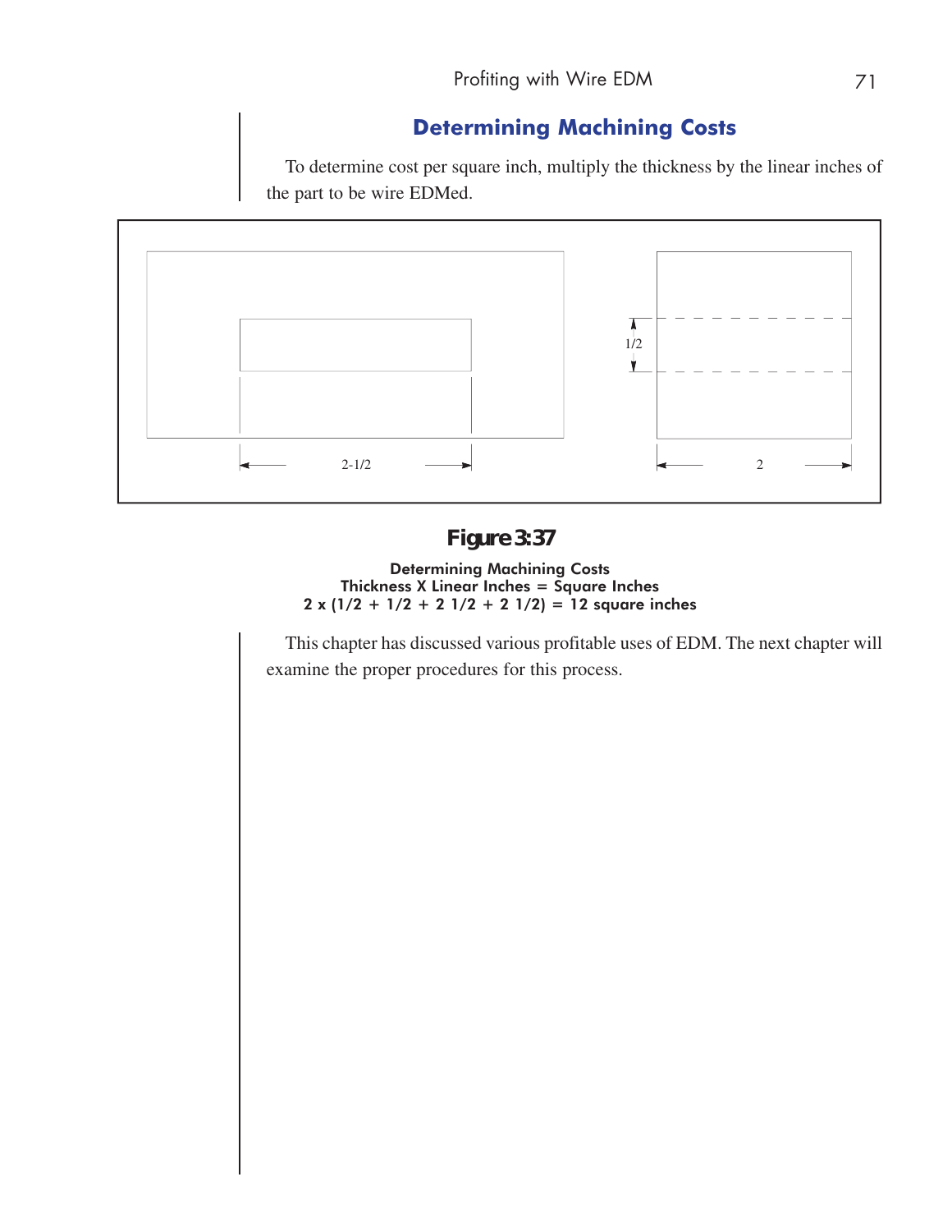## Determining Machining Costs

To determine cost per square inch, multiply the thickness by the linear inches of the part to be wire EDMed.

1/2

2-1/2

2

**Figure 3:37**

**Determining Machining Costs**
**Thickness X Linear Inches = Square Inches**
**2 x (1/2 + 1/2 + 2 1/2 + 2 1/2) = 12 square inches**

This chapter has discussed various profitable uses of EDM. The next chapter will examine the proper procedures for this process.